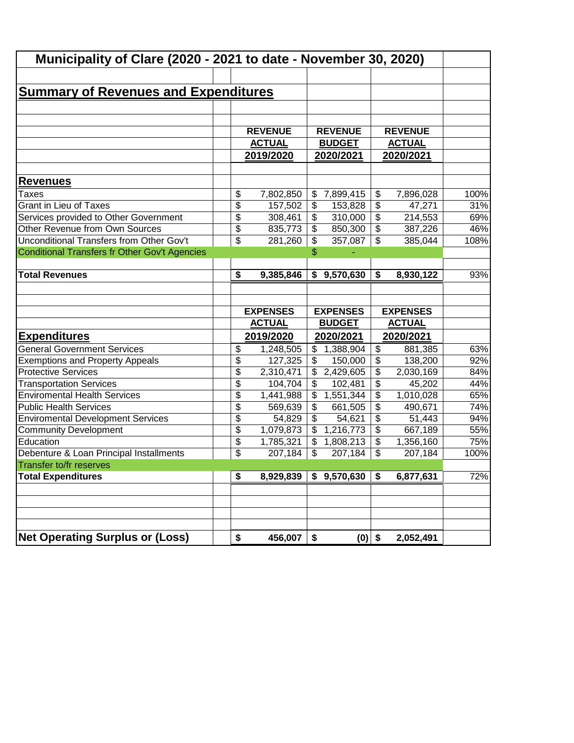# Municipality of Clare (2020 - 2021 to date - November 30, 2020)

## Summary of Revenues and Expenditures

| | REVENUE ACTUAL 2019/2020 | REVENUE BUDGET 2020/2021 | REVENUE ACTUAL 2020/2021 | |
|---|---|---|---|---|
| **Revenues** | | | | |
| Taxes | $ 7,802,850 | $ 7,899,415 | $ 7,896,028 | 100% |
| Grant in Lieu of Taxes | $ 157,502 | $ 153,828 | $ 47,271 | 31% |
| Services provided to Other Government | $ 308,461 | $ 310,000 | $ 214,553 | 69% |
| Other Revenue from Own Sources | $ 835,773 | $ 850,300 | $ 387,226 | 46% |
| Unconditional Transfers from Other Gov't | $ 281,260 | $ 357,087 | $ 385,044 | 108% |
| Conditional Transfers fr Other Gov't Agencies | | $ - | | |
| **Total Revenues** | **$ 9,385,846** | **$ 9,570,630** | **$ 8,930,122** | 93% |

| | EXPENSES ACTUAL 2019/2020 | EXPENSES BUDGET 2020/2021 | EXPENSES ACTUAL 2020/2021 | |
|---|---|---|---|---|
| **Expenditures** | | | | |
| General Government Services | $ 1,248,505 | $ 1,388,904 | $ 881,385 | 63% |
| Exemptions and Property Appeals | $ 127,325 | $ 150,000 | $ 138,200 | 92% |
| Protective Services | $ 2,310,471 | $ 2,429,605 | $ 2,030,169 | 84% |
| Transportation Services | $ 104,704 | $ 102,481 | $ 45,202 | 44% |
| Enviromental Health Services | $ 1,441,988 | $ 1,551,344 | $ 1,010,028 | 65% |
| Public Health Services | $ 569,639 | $ 661,505 | $ 490,671 | 74% |
| Enviromental Development Services | $ 54,829 | $ 54,621 | $ 51,443 | 94% |
| Community Development | $ 1,079,873 | $ 1,216,773 | $ 667,189 | 55% |
| Education | $ 1,785,321 | $ 1,808,213 | $ 1,356,160 | 75% |
| Debenture & Loan Principal Installments | $ 207,184 | $ 207,184 | $ 207,184 | 100% |
| Transfer to/fr reserves | | | | |
| **Total Expenditures** | **$ 8,929,839** | **$ 9,570,630** | **$ 6,877,631** | 72% |
| | | | | |
| **Net Operating Surplus or (Loss)** | **$ 456,007** | **$ (0)** | **$ 2,052,491** | |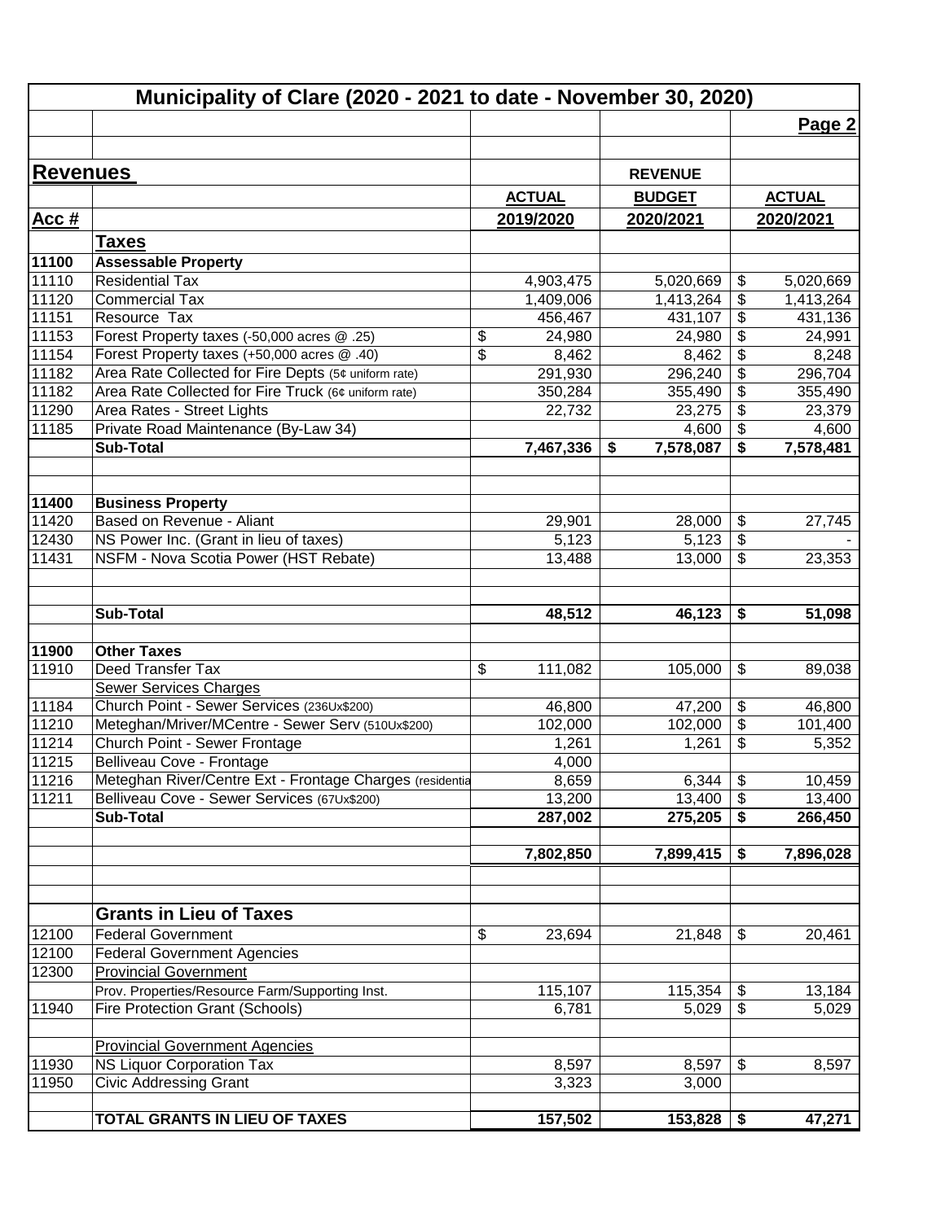# Municipality of Clare (2020 - 2021 to date - November 30, 2020)

**Page 2**

## Revenues

| Acc # | | ACTUAL 2019/2020 | REVENUE BUDGET 2020/2021 | ACTUAL 2020/2021 |
|---|---|---|---|---|
| | **Taxes** | | | |
| **11100** | **Assessable Property** | | | |
| 11110 | Residential Tax | 4,903,475 | 5,020,669 | $ 5,020,669 |
| 11120 | Commercial Tax | 1,409,006 | 1,413,264 | $ 1,413,264 |
| 11151 | Resource Tax | 456,467 | 431,107 | $ 431,136 |
| 11153 | Forest Property taxes (-50,000 acres @ .25) | $ 24,980 | 24,980 | $ 24,991 |
| 11154 | Forest Property taxes (+50,000 acres @ .40) | $ 8,462 | 8,462 | $ 8,248 |
| 11182 | Area Rate Collected for Fire Depts (5¢ uniform rate) | 291,930 | 296,240 | $ 296,704 |
| 11182 | Area Rate Collected for Fire Truck (6¢ uniform rate) | 350,284 | 355,490 | $ 355,490 |
| 11290 | Area Rates - Street Lights | 22,732 | 23,275 | $ 23,379 |
| 11185 | Private Road Maintenance (By-Law 34) | | 4,600 | $ 4,600 |
| | **Sub-Total** | **7,467,336** | **$ 7,578,087** | **$ 7,578,481** |
| **11400** | **Business Property** | | | |
| 11420 | Based on Revenue - Aliant | 29,901 | 28,000 | $ 27,745 |
| 12430 | NS Power Inc. (Grant in lieu of taxes) | 5,123 | 5,123 | $ - |
| 11431 | NSFM - Nova Scotia Power (HST Rebate) | 13,488 | 13,000 | $ 23,353 |
| | **Sub-Total** | **48,512** | **46,123** | **$ 51,098** |
| **11900** | **Other Taxes** | | | |
| 11910 | Deed Transfer Tax | $ 111,082 | 105,000 | $ 89,038 |
| | Sewer Services Charges | | | |
| 11184 | Church Point - Sewer Services (236Ux$200) | 46,800 | 47,200 | $ 46,800 |
| 11210 | Meteghan/Mriver/MCentre - Sewer Serv (510Ux$200) | 102,000 | 102,000 | $ 101,400 |
| 11214 | Church Point - Sewer Frontage | 1,261 | 1,261 | $ 5,352 |
| 11215 | Belliveau Cove - Frontage | 4,000 | | |
| 11216 | Meteghan River/Centre Ext - Frontage Charges (residentia | 8,659 | 6,344 | $ 10,459 |
| 11211 | Belliveau Cove - Sewer Services (67Ux$200) | 13,200 | 13,400 | $ 13,400 |
| | **Sub-Total** | **287,002** | **275,205** | **$ 266,450** |
| | | **7,802,850** | **7,899,415** | **$ 7,896,028** |
| | **Grants in Lieu of Taxes** | | | |
| 12100 | Federal Government | $ 23,694 | 21,848 | $ 20,461 |
| 12100 | Federal Government Agencies | | | |
| 12300 | Provincial Government | | | |
| | Prov. Properties/Resource Farm/Supporting Inst. | 115,107 | 115,354 | $ 13,184 |
| 11940 | Fire Protection Grant (Schools) | 6,781 | 5,029 | $ 5,029 |
| | Provincial Government Agencies | | | |
| 11930 | NS Liquor Corporation Tax | 8,597 | 8,597 | $ 8,597 |
| 11950 | Civic Addressing Grant | 3,323 | 3,000 | |
| | **TOTAL GRANTS IN LIEU OF TAXES** | **157,502** | **153,828** | **$ 47,271** |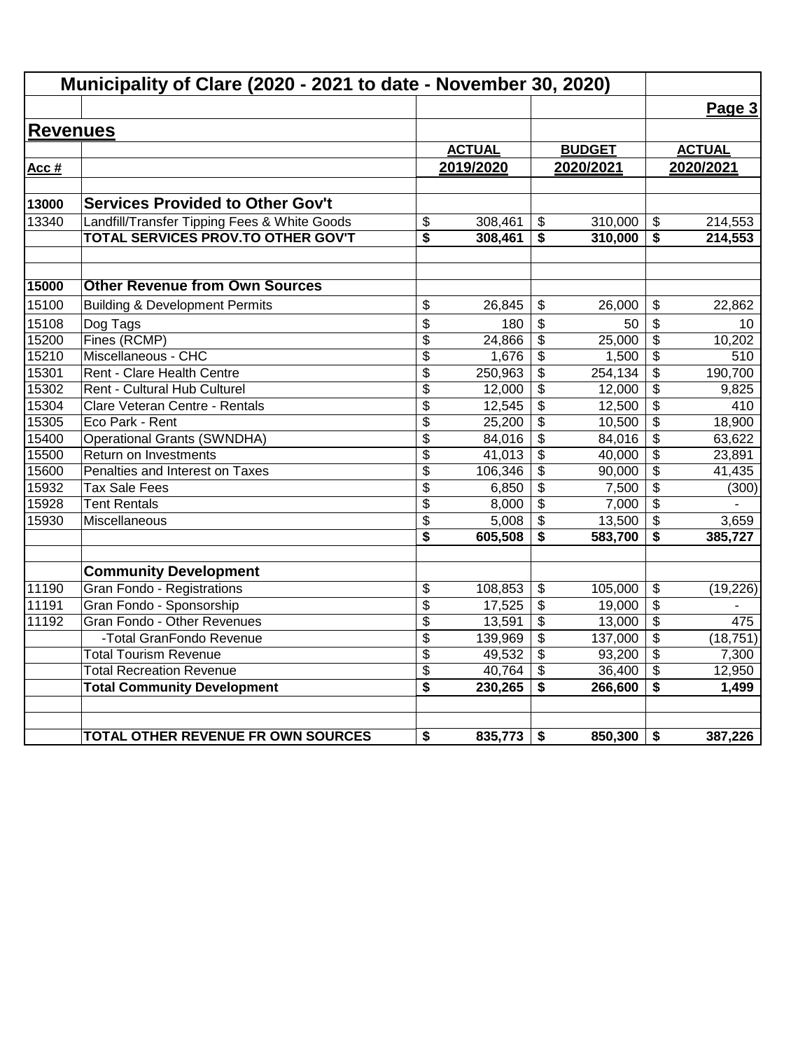# Municipality of Clare (2020 - 2021 to date - November 30, 2020)

## Revenues

| Acc # | | ACTUAL 2019/2020 | BUDGET 2020/2021 | ACTUAL 2020/2021 |
|---|---|---|---|---|
| **13000** | **Services Provided to Other Gov't** | | | |
| 13340 | Landfill/Transfer Tipping Fees & White Goods | $ 308,461 | $ 310,000 | $ 214,553 |
| | **TOTAL SERVICES PROV.TO OTHER GOV'T** | **$ 308,461** | **$ 310,000** | **$ 214,553** |
| | | | | |
| **15000** | **Other Revenue from Own Sources** | | | |
| 15100 | Building & Development Permits | $ 26,845 | $ 26,000 | $ 22,862 |
| 15108 | Dog Tags | $ 180 | $ 50 | $ 10 |
| 15200 | Fines (RCMP) | $ 24,866 | $ 25,000 | $ 10,202 |
| 15210 | Miscellaneous - CHC | $ 1,676 | $ 1,500 | $ 510 |
| 15301 | Rent - Clare Health Centre | $ 250,963 | $ 254,134 | $ 190,700 |
| 15302 | Rent - Cultural Hub Culturel | $ 12,000 | $ 12,000 | $ 9,825 |
| 15304 | Clare Veteran Centre - Rentals | $ 12,545 | $ 12,500 | $ 410 |
| 15305 | Eco Park - Rent | $ 25,200 | $ 10,500 | $ 18,900 |
| 15400 | Operational Grants (SWNDHA) | $ 84,016 | $ 84,016 | $ 63,622 |
| 15500 | Return on Investments | $ 41,013 | $ 40,000 | $ 23,891 |
| 15600 | Penalties and Interest on Taxes | $ 106,346 | $ 90,000 | $ 41,435 |
| 15932 | Tax Sale Fees | $ 6,850 | $ 7,500 | $ (300) |
| 15928 | Tent Rentals | $ 8,000 | $ 7,000 | $ - |
| 15930 | Miscellaneous | $ 5,008 | $ 13,500 | $ 3,659 |
| | | **$ 605,508** | **$ 583,700** | **$ 385,727** |
| | | | | |
| | **Community Development** | | | |
| 11190 | Gran Fondo - Registrations | $ 108,853 | $ 105,000 | $ (19,226) |
| 11191 | Gran Fondo - Sponsorship | $ 17,525 | $ 19,000 | $ - |
| 11192 | Gran Fondo - Other Revenues | $ 13,591 | $ 13,000 | $ 475 |
| | -Total GranFondo Revenue | $ 139,969 | $ 137,000 | $ (18,751) |
| | Total Tourism Revenue | $ 49,532 | $ 93,200 | $ 7,300 |
| | Total Recreation Revenue | $ 40,764 | $ 36,400 | $ 12,950 |
| | **Total Community Development** | **$ 230,265** | **$ 266,600** | **$ 1,499** |
| | | | | |
| | **TOTAL OTHER REVENUE FR OWN SOURCES** | **$ 835,773** | **$ 850,300** | **$ 387,226** |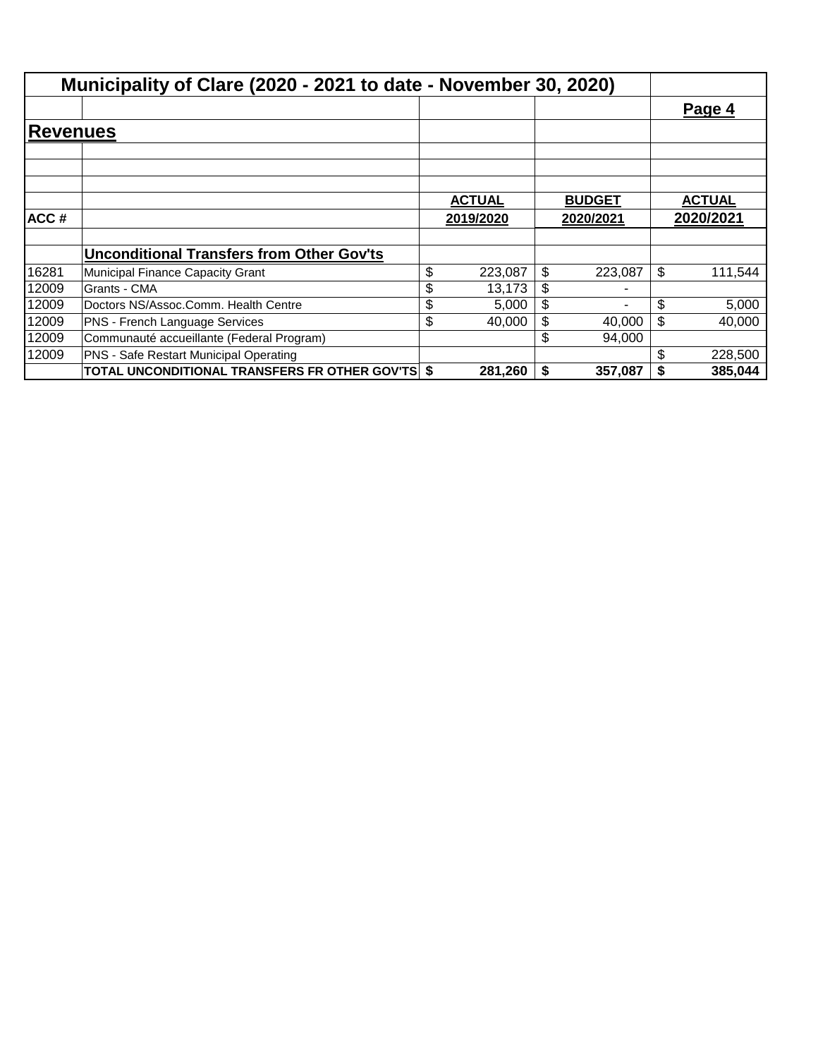# Municipality of Clare (2020 - 2021 to date - November 30, 2020)

## Revenues

| ACC # | | ACTUAL 2019/2020 | BUDGET 2020/2021 | ACTUAL 2020/2021 |
|---|---|---|---|---|
| | **Unconditional Transfers from Other Gov'ts** | | | |
| 16281 | Municipal Finance Capacity Grant | $ 223,087 | $ 223,087 | $ 111,544 |
| 12009 | Grants - CMA | $ 13,173 | $ - | |
| 12009 | Doctors NS/Assoc.Comm. Health Centre | $ 5,000 | $ - | $ 5,000 |
| 12009 | PNS - French Language Services | $ 40,000 | $ 40,000 | $ 40,000 |
| 12009 | Communauté accueillante (Federal Program) | | $ 94,000 | |
| 12009 | PNS - Safe Restart Municipal Operating | | | $ 228,500 |
| | **TOTAL UNCONDITIONAL TRANSFERS FR OTHER GOV'TS** | **$ 281,260** | **$ 357,087** | **$ 385,044** |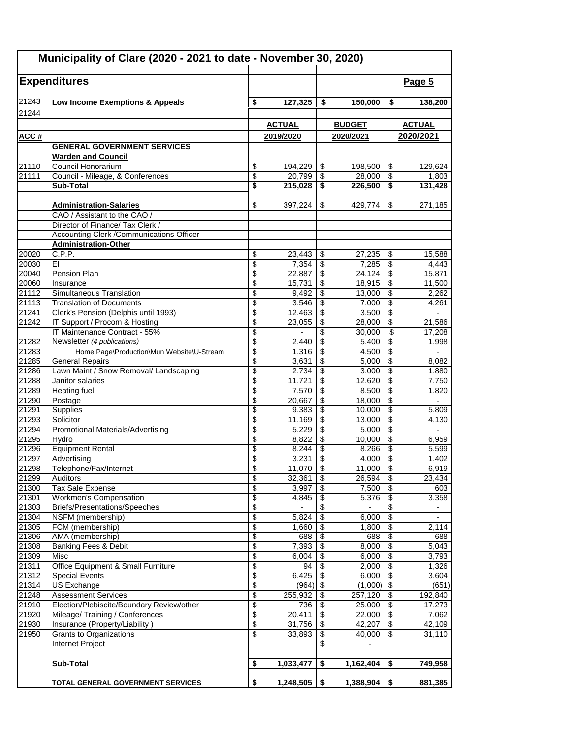# Municipality of Clare (2020 - 2021 to date - November 30, 2020)

## Expenditures

Page 5

| ACC # | | ACTUAL 2019/2020 | BUDGET 2020/2021 | ACTUAL 2020/2021 |
|---|---|---|---|---|
| 21243 | **Low Income Exemptions & Appeals** | **$ 127,325** | **$ 150,000** | **$ 138,200** |
| 21244 | | | | |
| | **GENERAL GOVERNMENT SERVICES** | | | |
| | **Warden and Council** | | | |
| 21110 | Council Honorarium | $ 194,229 | $ 198,500 | $ 129,624 |
| 21111 | Council - Mileage, & Conferences | $ 20,799 | $ 28,000 | $ 1,803 |
| | **Sub-Total** | **$ 215,028** | **$ 226,500** | **$ 131,428** |
| | | | | |
| | **Administration-Salaries** | $ 397,224 | $ 429,774 | $ 271,185 |
| | CAO / Assistant to the CAO / | | | |
| | Director of Finance/ Tax Clerk / | | | |
| | Accounting Clerk /Communications Officer | | | |
| | **Administration-Other** | | | |
| 20020 | C.P.P. | $ 23,443 | $ 27,235 | $ 15,588 |
| 20030 | EI | $ 7,354 | $ 7,285 | $ 4,443 |
| 20040 | Pension Plan | $ 22,887 | $ 24,124 | $ 15,871 |
| 20060 | Insurance | $ 15,731 | $ 18,915 | $ 11,500 |
| 21112 | Simultaneous Translation | $ 9,492 | $ 13,000 | $ 2,262 |
| 21113 | Translation of Documents | $ 3,546 | $ 7,000 | $ 4,261 |
| 21241 | Clerk's Pension (Delphis until 1993) | $ 12,463 | $ 3,500 | $ - |
| 21242 | IT Support / Procom & Hosting | $ 23,055 | $ 28,000 | $ 21,586 |
| | IT Maintenance Contract - 55% | $ - | $ 30,000 | $ 17,208 |
| 21282 | Newsletter *(4 publications)* | $ 2,440 | $ 5,400 | $ 1,998 |
| 21283 | Home Page\Production\Mun Website\U-Stream | $ 1,316 | $ 4,500 | $ - |
| 21285 | General Repairs | $ 3,631 | $ 5,000 | $ 8,082 |
| 21286 | Lawn Maint / Snow Removal/ Landscaping | $ 2,734 | $ 3,000 | $ 1,880 |
| 21288 | Janitor salaries | $ 11,721 | $ 12,620 | $ 7,750 |
| 21289 | Heating fuel | $ 7,570 | $ 8,500 | $ 1,820 |
| 21290 | Postage | $ 20,667 | $ 18,000 | $ - |
| 21291 | Supplies | $ 9,383 | $ 10,000 | $ 5,809 |
| 21293 | Solicitor | $ 11,169 | $ 13,000 | $ 4,130 |
| 21294 | Promotional Materials/Advertising | $ 5,229 | $ 5,000 | $ - |
| 21295 | Hydro | $ 8,822 | $ 10,000 | $ 6,959 |
| 21296 | Equipment Rental | $ 8,244 | $ 8,266 | $ 5,599 |
| 21297 | Advertising | $ 3,231 | $ 4,000 | $ 1,402 |
| 21298 | Telephone/Fax/Internet | $ 11,070 | $ 11,000 | $ 6,919 |
| 21299 | Auditors | $ 32,361 | $ 26,594 | $ 23,434 |
| 21300 | Tax Sale Expense | $ 3,997 | $ 7,500 | $ 603 |
| 21301 | Workmen's Compensation | $ 4,845 | $ 5,376 | $ 3,358 |
| 21303 | Briefs/Presentations/Speeches | $ - | $ - | $ - |
| 21304 | NSFM (membership) | $ 5,824 | $ 6,000 | $ - |
| 21305 | FCM (membership) | $ 1,660 | $ 1,800 | $ 2,114 |
| 21306 | AMA (membership) | $ 688 | $ 688 | $ 688 |
| 21308 | Banking Fees & Debit | $ 7,393 | $ 8,000 | $ 5,043 |
| 21309 | Misc | $ 6,004 | $ 6,000 | $ 3,793 |
| 21311 | Office Equipment & Small Furniture | $ 94 | $ 2,000 | $ 1,326 |
| 21312 | Special Events | $ 6,425 | $ 6,000 | $ 3,604 |
| 21314 | US Exchange | $ (964) | $ (1,000) | $ (651) |
| 21248 | Assessment Services | $ 255,932 | $ 257,120 | $ 192,840 |
| 21910 | Election/Plebiscite/Boundary Review/other | $ 736 | $ 25,000 | $ 17,273 |
| 21920 | Mileage/ Training / Conferences | $ 20,411 | $ 22,000 | $ 7,062 |
| 21930 | Insurance (Property/Liability ) | $ 31,756 | $ 42,207 | $ 42,109 |
| 21950 | Grants to Organizations | $ 33,893 | $ 40,000 | $ 31,110 |
| | Internet Project | | $ - | |
| | | | | |
| | **Sub-Total** | **$ 1,033,477** | **$ 1,162,404** | **$ 749,958** |
| | | | | |
| | **TOTAL GENERAL GOVERNMENT SERVICES** | **$ 1,248,505** | **$ 1,388,904** | **$ 881,385** |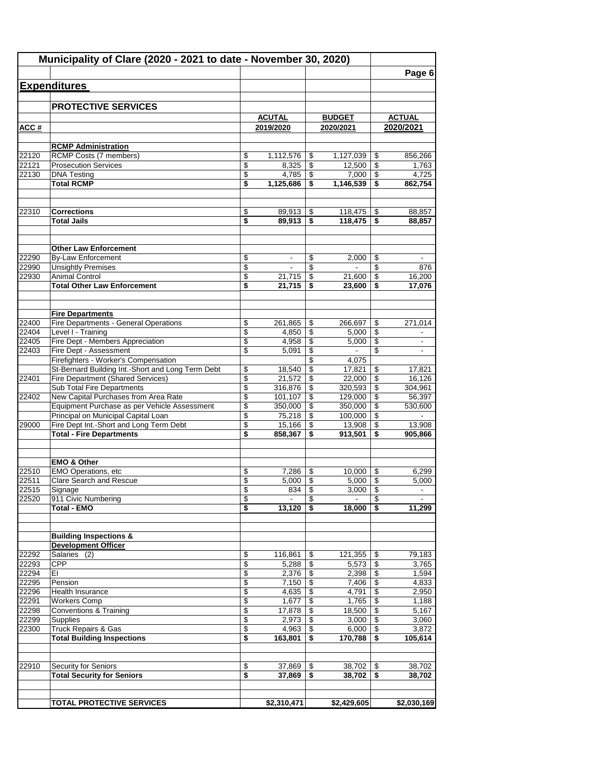# Municipality of Clare (2020 - 2021 to date - November 30, 2020)

## Expenditures

### PROTECTIVE SERVICES

| ACC # | | ACUTAL 2019/2020 | BUDGET 2020/2021 | ACTUAL 2020/2021 |
|---|---|---|---|---|
| | **RCMP Administration** | | | |
| 22120 | RCMP Costs (7 members) | $ 1,112,576 | $ 1,127,039 | $ 856,266 |
| 22121 | Prosecution Services | $ 8,325 | $ 12,500 | $ 1,763 |
| 22130 | DNA Testing | $ 4,785 | $ 7,000 | $ 4,725 |
| | **Total RCMP** | **$ 1,125,686** | **$ 1,146,539** | **$ 862,754** |
| | | | | |
| 22310 | **Corrections** | $ 89,913 | $ 118,475 | $ 88,857 |
| | **Total Jails** | **$ 89,913** | **$ 118,475** | **$ 88,857** |
| | | | | |
| | **Other Law Enforcement** | | | |
| 22290 | By-Law Enforcement | $ - | $ 2,000 | $ - |
| 22990 | Unsightly Premises | $ - | $ - | $ 876 |
| 22930 | Animal Control | $ 21,715 | $ 21,600 | $ 16,200 |
| | **Total Other Law Enforcement** | **$ 21,715** | **$ 23,600** | **$ 17,076** |
| | | | | |
| | **Fire Departments** | | | |
| 22400 | Fire Departments - General Operations | $ 261,865 | $ 266,697 | $ 271,014 |
| 22404 | Level I - Training | $ 4,850 | $ 5,000 | $ - |
| 22405 | Fire Dept - Members Appreciation | $ 4,958 | $ 5,000 | $ - |
| 22403 | Fire Dept - Assessment | $ 5,091 | $ - | $ - |
| | Firefighters - Worker's Compensation | | $ 4,075 | |
| | St-Bernard Building Int.-Short and Long Term Debt | $ 18,540 | $ 17,821 | $ 17,821 |
| 22401 | Fire Department (Shared Services) | $ 21,572 | $ 22,000 | $ 16,126 |
| | Sub Total Fire Departments | $ 316,876 | $ 320,593 | $ 304,961 |
| 22402 | New Capital Purchases from Area Rate | $ 101,107 | $ 129,000 | $ 56,397 |
| | Equipment Purchase as per Vehicle Assessment | $ 350,000 | $ 350,000 | $ 530,600 |
| | Principal on Municipal Capital Loan | $ 75,218 | $ 100,000 | $ - |
| 29000 | Fire Dept Int.-Short and Long Term Debt | $ 15,166 | $ 13,908 | $ 13,908 |
| | **Total - Fire Departments** | **$ 858,367** | **$ 913,501** | **$ 905,866** |
| | | | | |
| | **EMO & Other** | | | |
| 22510 | EMO Operations, etc | $ 7,286 | $ 10,000 | $ 6,299 |
| 22511 | Clare Search and Rescue | $ 5,000 | $ 5,000 | $ 5,000 |
| 22515 | Signage | $ 834 | $ 3,000 | $ - |
| 22520 | 911 Civic Numbering | $ - | $ - | $ - |
| | **Total - EMO** | **$ 13,120** | **$ 18,000** | **$ 11,299** |
| | | | | |
| | **Building Inspections & Development Officer** | | | |
| 22292 | Salaries (2) | $ 116,861 | $ 121,355 | $ 79,183 |
| 22293 | CPP | $ 5,288 | $ 5,573 | $ 3,765 |
| 22294 | EI | $ 2,376 | $ 2,398 | $ 1,594 |
| 22295 | Pension | $ 7,150 | $ 7,406 | $ 4,833 |
| 22296 | Health Insurance | $ 4,635 | $ 4,791 | $ 2,950 |
| 22291 | Workers Comp | $ 1,677 | $ 1,765 | $ 1,188 |
| 22298 | Conventions & Training | $ 17,878 | $ 18,500 | $ 5,167 |
| 22299 | Supplies | $ 2,973 | $ 3,000 | $ 3,060 |
| 22300 | Truck Repairs & Gas | $ 4,963 | $ 6,000 | $ 3,872 |
| | **Total Building Inspections** | **$ 163,801** | **$ 170,788** | **$ 105,614** |
| | | | | |
| 22910 | Security for Seniors | $ 37,869 | $ 38,702 | $ 38,702 |
| | **Total Security for Seniors** | **$ 37,869** | **$ 38,702** | **$ 38,702** |
| | | | | |
| | **TOTAL PROTECTIVE SERVICES** | **$2,310,471** | **$2,429,605** | **$2,030,169** |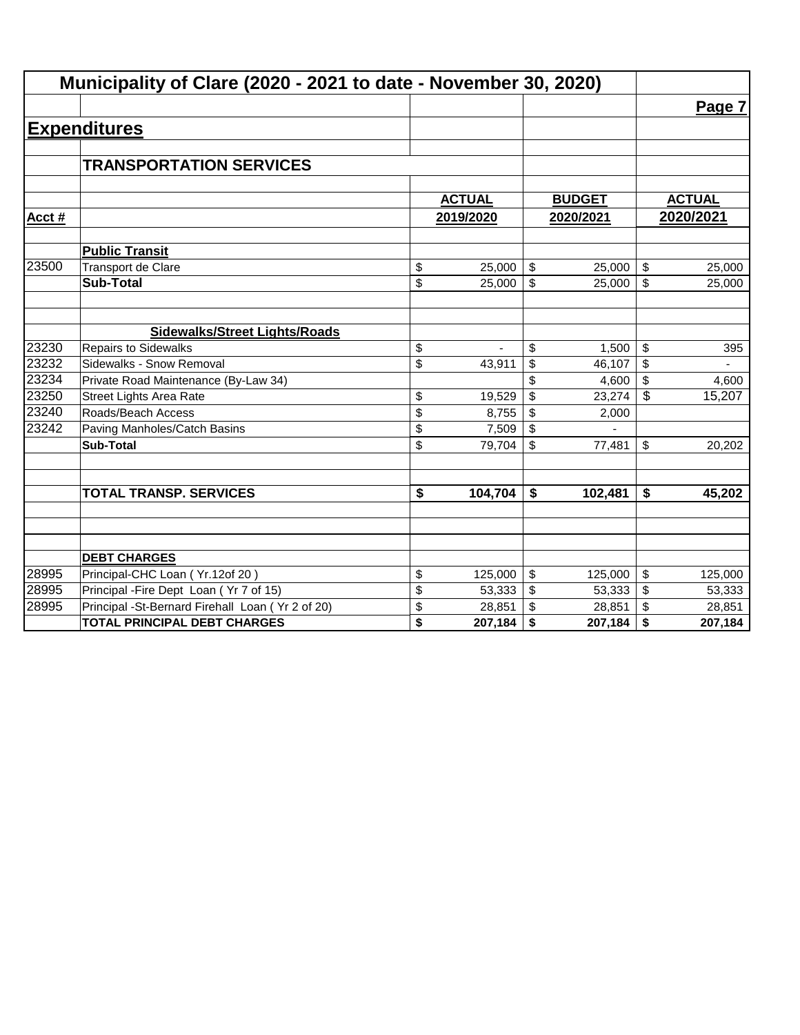# Municipality of Clare (2020 - 2021 to date - November 30, 2020)

**Page 7**

## Expenditures

### TRANSPORTATION SERVICES

| Acct # | | ACTUAL 2019/2020 | BUDGET 2020/2021 | ACTUAL 2020/2021 |
|---|---|---|---|---|
| | **Public Transit** | | | |
| 23500 | Transport de Clare | $ 25,000 | $ 25,000 | $ 25,000 |
| | **Sub-Total** | $ 25,000 | $ 25,000 | $ 25,000 |
| | | | | |
| | **Sidewalks/Street Lights/Roads** | | | |
| 23230 | Repairs to Sidewalks | $ - | $ 1,500 | $ 395 |
| 23232 | Sidewalks - Snow Removal | $ 43,911 | $ 46,107 | $ - |
| 23234 | Private Road Maintenance (By-Law 34) | | $ 4,600 | $ 4,600 |
| 23250 | Street Lights Area Rate | $ 19,529 | $ 23,274 | $ 15,207 |
| 23240 | Roads/Beach Access | $ 8,755 | $ 2,000 | |
| 23242 | Paving Manholes/Catch Basins | $ 7,509 | $ - | |
| | **Sub-Total** | $ 79,704 | $ 77,481 | $ 20,202 |
| | | | | |
| | **TOTAL TRANSP. SERVICES** | **$ 104,704** | **$ 102,481** | **$ 45,202** |
| | | | | |
| | **DEBT CHARGES** | | | |
| 28995 | Principal-CHC Loan ( Yr.12of 20 ) | $ 125,000 | $ 125,000 | $ 125,000 |
| 28995 | Principal -Fire Dept Loan ( Yr 7 of 15) | $ 53,333 | $ 53,333 | $ 53,333 |
| 28995 | Principal -St-Bernard Firehall Loan ( Yr 2 of 20) | $ 28,851 | $ 28,851 | $ 28,851 |
| | **TOTAL PRINCIPAL DEBT CHARGES** | **$ 207,184** | **$ 207,184** | **$ 207,184** |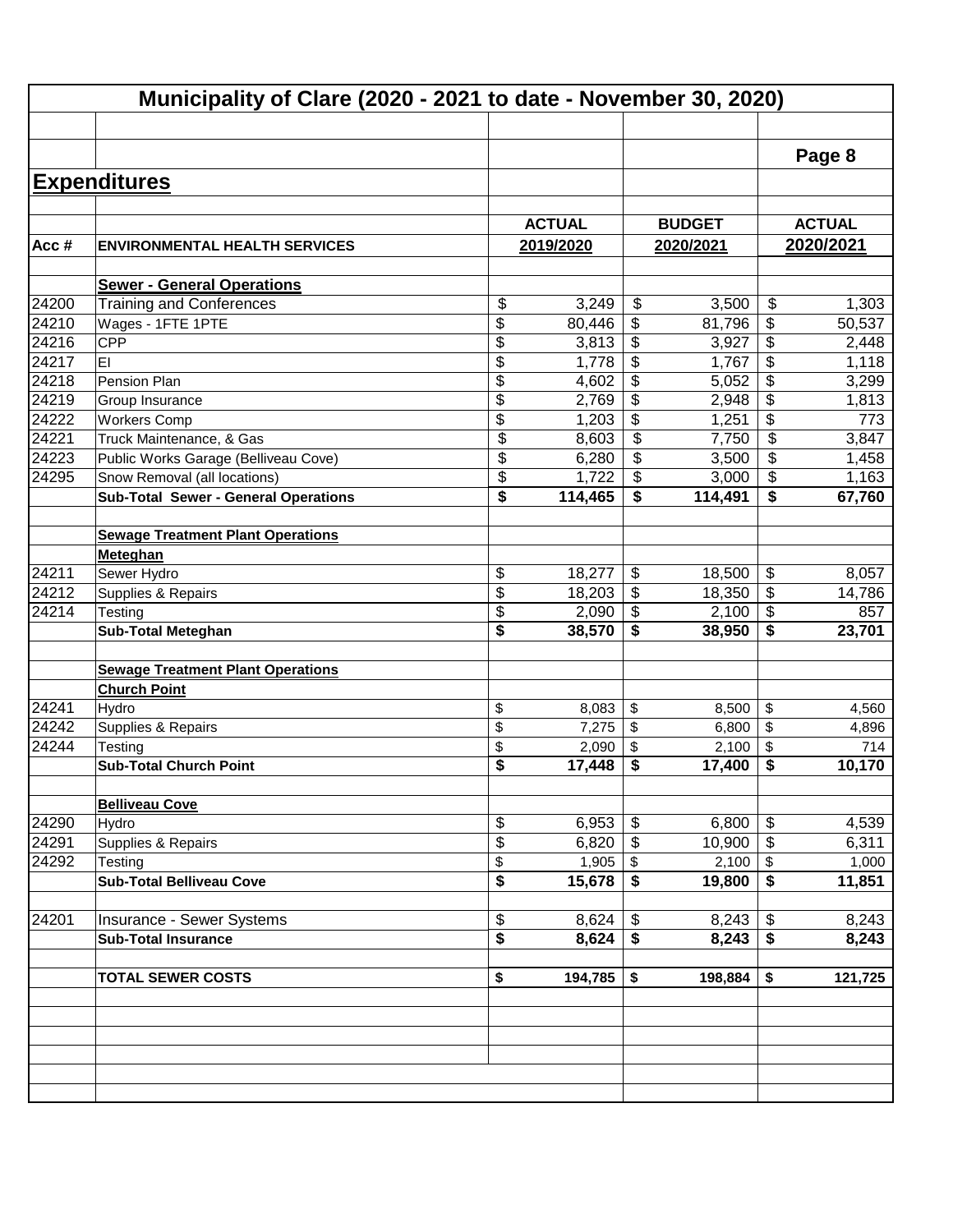# Municipality of Clare (2020 - 2021 to date - November 30, 2020)

Page 8

## Expenditures

| Acc # | ENVIRONMENTAL HEALTH SERVICES | ACTUAL 2019/2020 | BUDGET 2020/2021 | ACTUAL 2020/2021 |
|---|---|---|---|---|
| | **Sewer - General Operations** | | | |
| 24200 | Training and Conferences | $ 3,249 | $ 3,500 | $ 1,303 |
| 24210 | Wages - 1FTE 1PTE | $ 80,446 | $ 81,796 | $ 50,537 |
| 24216 | CPP | $ 3,813 | $ 3,927 | $ 2,448 |
| 24217 | EI | $ 1,778 | $ 1,767 | $ 1,118 |
| 24218 | Pension Plan | $ 4,602 | $ 5,052 | $ 3,299 |
| 24219 | Group Insurance | $ 2,769 | $ 2,948 | $ 1,813 |
| 24222 | Workers Comp | $ 1,203 | $ 1,251 | $ 773 |
| 24221 | Truck Maintenance, & Gas | $ 8,603 | $ 7,750 | $ 3,847 |
| 24223 | Public Works Garage (Belliveau Cove) | $ 6,280 | $ 3,500 | $ 1,458 |
| 24295 | Snow Removal (all locations) | $ 1,722 | $ 3,000 | $ 1,163 |
| | **Sub-Total Sewer - General Operations** | **$ 114,465** | **$ 114,491** | **$ 67,760** |
| | **Sewage Treatment Plant Operations** | | | |
| | **Meteghan** | | | |
| 24211 | Sewer Hydro | $ 18,277 | $ 18,500 | $ 8,057 |
| 24212 | Supplies & Repairs | $ 18,203 | $ 18,350 | $ 14,786 |
| 24214 | Testing | $ 2,090 | $ 2,100 | $ 857 |
| | **Sub-Total Meteghan** | **$ 38,570** | **$ 38,950** | **$ 23,701** |
| | **Sewage Treatment Plant Operations** | | | |
| | **Church Point** | | | |
| 24241 | Hydro | $ 8,083 | $ 8,500 | $ 4,560 |
| 24242 | Supplies & Repairs | $ 7,275 | $ 6,800 | $ 4,896 |
| 24244 | Testing | $ 2,090 | $ 2,100 | $ 714 |
| | **Sub-Total Church Point** | **$ 17,448** | **$ 17,400** | **$ 10,170** |
| | **Belliveau Cove** | | | |
| 24290 | Hydro | $ 6,953 | $ 6,800 | $ 4,539 |
| 24291 | Supplies & Repairs | $ 6,820 | $ 10,900 | $ 6,311 |
| 24292 | Testing | $ 1,905 | $ 2,100 | $ 1,000 |
| | **Sub-Total Belliveau Cove** | **$ 15,678** | **$ 19,800** | **$ 11,851** |
| 24201 | Insurance - Sewer Systems | $ 8,624 | $ 8,243 | $ 8,243 |
| | **Sub-Total Insurance** | **$ 8,624** | **$ 8,243** | **$ 8,243** |
| | **TOTAL SEWER COSTS** | **$ 194,785** | **$ 198,884** | **$ 121,725** |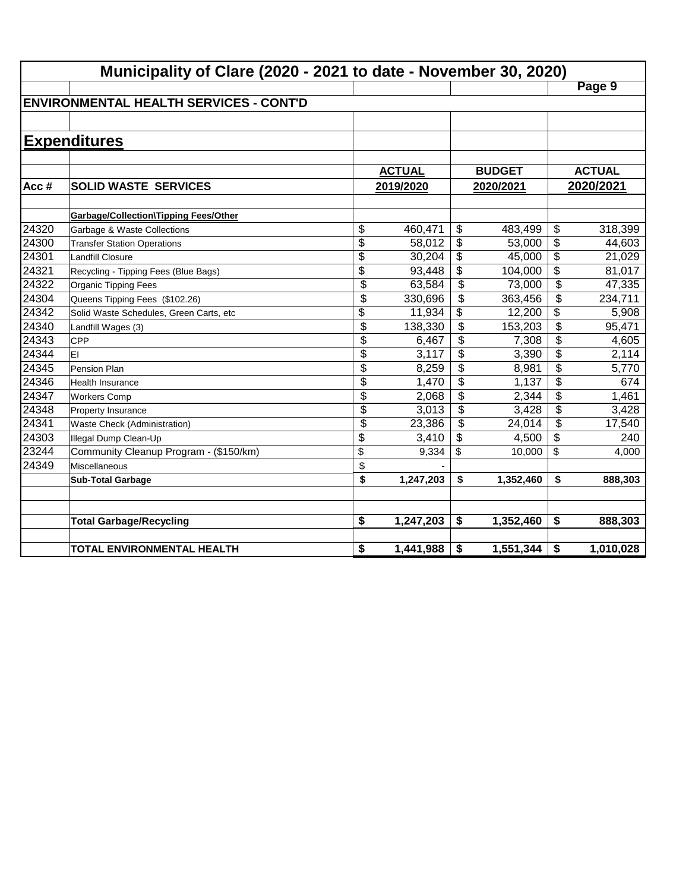# Municipality of Clare (2020 - 2021 to date - November 30, 2020)

## ENVIRONMENTAL HEALTH SERVICES - CONT'D

## Expenditures

| Acc # | SOLID WASTE SERVICES | ACTUAL 2019/2020 | BUDGET 2020/2021 | ACTUAL 2020/2021 |
|---|---|---|---|---|
| | **Garbage/Collection\Tipping Fees/Other** | | | |
| 24320 | Garbage & Waste Collections | $ 460,471 | $ 483,499 | $ 318,399 |
| 24300 | Transfer Station Operations | $ 58,012 | $ 53,000 | $ 44,603 |
| 24301 | Landfill Closure | $ 30,204 | $ 45,000 | $ 21,029 |
| 24321 | Recycling - Tipping Fees (Blue Bags) | $ 93,448 | $ 104,000 | $ 81,017 |
| 24322 | Organic Tipping Fees | $ 63,584 | $ 73,000 | $ 47,335 |
| 24304 | Queens Tipping Fees ($102.26) | $ 330,696 | $ 363,456 | $ 234,711 |
| 24342 | Solid Waste Schedules, Green Carts, etc | $ 11,934 | $ 12,200 | $ 5,908 |
| 24340 | Landfill Wages (3) | $ 138,330 | $ 153,203 | $ 95,471 |
| 24343 | CPP | $ 6,467 | $ 7,308 | $ 4,605 |
| 24344 | EI | $ 3,117 | $ 3,390 | $ 2,114 |
| 24345 | Pension Plan | $ 8,259 | $ 8,981 | $ 5,770 |
| 24346 | Health Insurance | $ 1,470 | $ 1,137 | $ 674 |
| 24347 | Workers Comp | $ 2,068 | $ 2,344 | $ 1,461 |
| 24348 | Property Insurance | $ 3,013 | $ 3,428 | $ 3,428 |
| 24341 | Waste Check (Administration) | $ 23,386 | $ 24,014 | $ 17,540 |
| 24303 | Illegal Dump Clean-Up | $ 3,410 | $ 4,500 | $ 240 |
| 23244 | Community Cleanup Program - ($150/km) | $ 9,334 | $ 10,000 | $ 4,000 |
| 24349 | Miscellaneous | $ - | | |
| | **Sub-Total Garbage** | **$ 1,247,203** | **$ 1,352,460** | **$ 888,303** |
| | | | | |
| | **Total Garbage/Recycling** | **$ 1,247,203** | **$ 1,352,460** | **$ 888,303** |
| | | | | |
| | **TOTAL ENVIRONMENTAL HEALTH** | **$ 1,441,988** | **$ 1,551,344** | **$ 1,010,028** |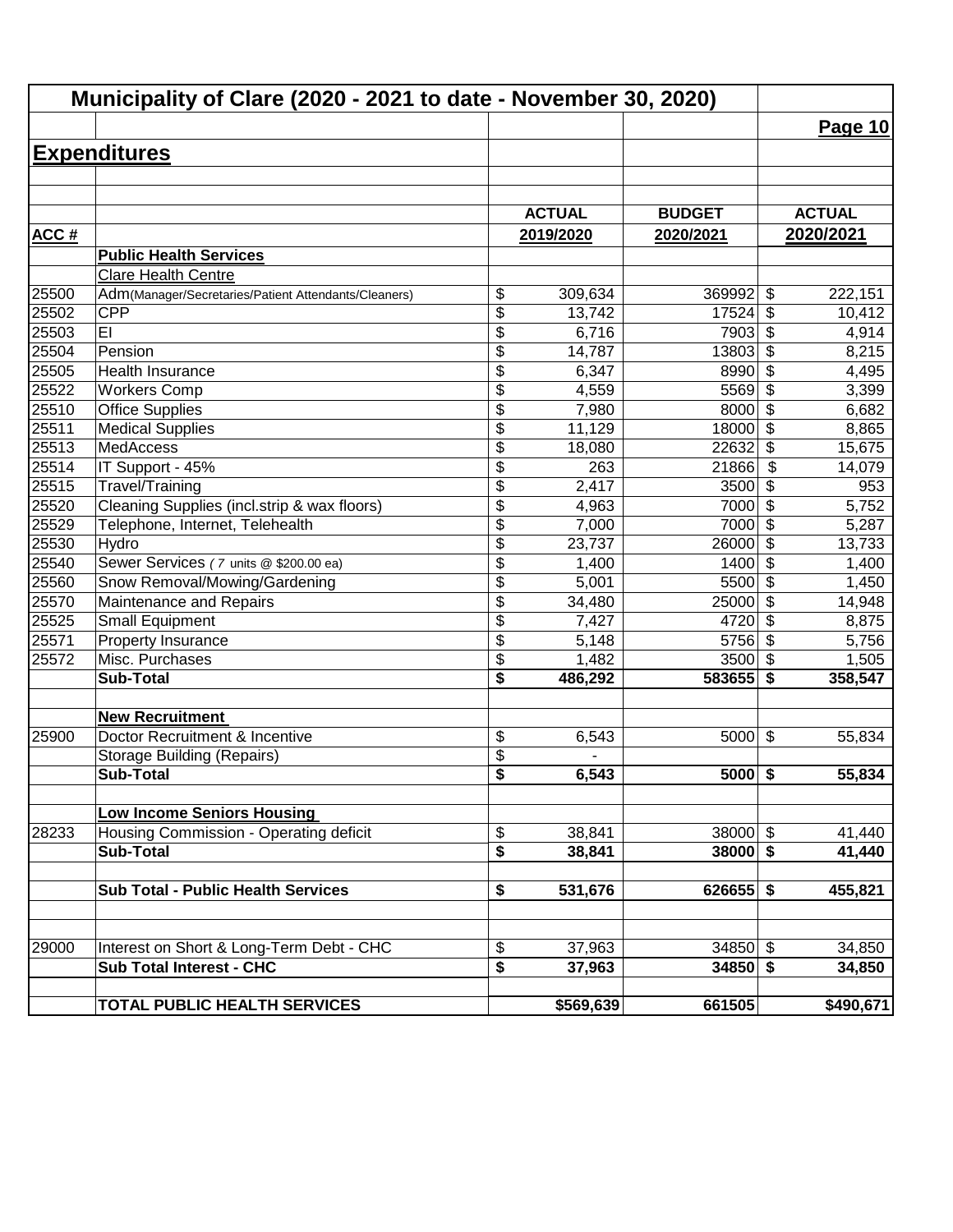# Municipality of Clare (2020 - 2021 to date - November 30, 2020)

## Expenditures

| ACC # | | ACTUAL 2019/2020 | BUDGET 2020/2021 | ACTUAL 2020/2021 |
|---|---|---|---|---|
| | **Public Health Services** | | | |
| | Clare Health Centre | | | |
| 25500 | Adm(Manager/Secretaries/Patient Attendants/Cleaners) | $ 309,634 | 369992 | $ 222,151 |
| 25502 | CPP | $ 13,742 | 17524 | $ 10,412 |
| 25503 | EI | $ 6,716 | 7903 | $ 4,914 |
| 25504 | Pension | $ 14,787 | 13803 | $ 8,215 |
| 25505 | Health Insurance | $ 6,347 | 8990 | $ 4,495 |
| 25522 | Workers Comp | $ 4,559 | 5569 | $ 3,399 |
| 25510 | Office Supplies | $ 7,980 | 8000 | $ 6,682 |
| 25511 | Medical Supplies | $ 11,129 | 18000 | $ 8,865 |
| 25513 | MedAccess | $ 18,080 | 22632 | $ 15,675 |
| 25514 | IT Support - 45% | $ 263 | 21866 | $ 14,079 |
| 25515 | Travel/Training | $ 2,417 | 3500 | $ 953 |
| 25520 | Cleaning Supplies (incl.strip & wax floors) | $ 4,963 | 7000 | $ 5,752 |
| 25529 | Telephone, Internet, Telehealth | $ 7,000 | 7000 | $ 5,287 |
| 25530 | Hydro | $ 23,737 | 26000 | $ 13,733 |
| 25540 | Sewer Services ( 7 units @ $200.00 ea) | $ 1,400 | 1400 | $ 1,400 |
| 25560 | Snow Removal/Mowing/Gardening | $ 5,001 | 5500 | $ 1,450 |
| 25570 | Maintenance and Repairs | $ 34,480 | 25000 | $ 14,948 |
| 25525 | Small Equipment | $ 7,427 | 4720 | $ 8,875 |
| 25571 | Property Insurance | $ 5,148 | 5756 | $ 5,756 |
| 25572 | Misc. Purchases | $ 1,482 | 3500 | $ 1,505 |
| | **Sub-Total** | **$ 486,292** | **583655** | **$ 358,547** |
| | | | | |
| | **New Recruitment** | | | |
| 25900 | Doctor Recruitment & Incentive | $ 6,543 | 5000 | $ 55,834 |
| | Storage Building (Repairs) | $ - | | |
| | **Sub-Total** | **$ 6,543** | **5000** | **$ 55,834** |
| | | | | |
| | **Low Income Seniors Housing** | | | |
| 28233 | Housing Commission - Operating deficit | $ 38,841 | 38000 | $ 41,440 |
| | **Sub-Total** | **$ 38,841** | **38000** | **$ 41,440** |
| | | | | |
| | **Sub Total - Public Health Services** | **$ 531,676** | **626655** | **$ 455,821** |
| | | | | |
| 29000 | Interest on Short & Long-Term Debt - CHC | $ 37,963 | 34850 | $ 34,850 |
| | **Sub Total Interest - CHC** | **$ 37,963** | **34850** | **$ 34,850** |
| | | | | |
| | **TOTAL PUBLIC HEALTH SERVICES** | **$569,639** | **661505** | **$490,671** |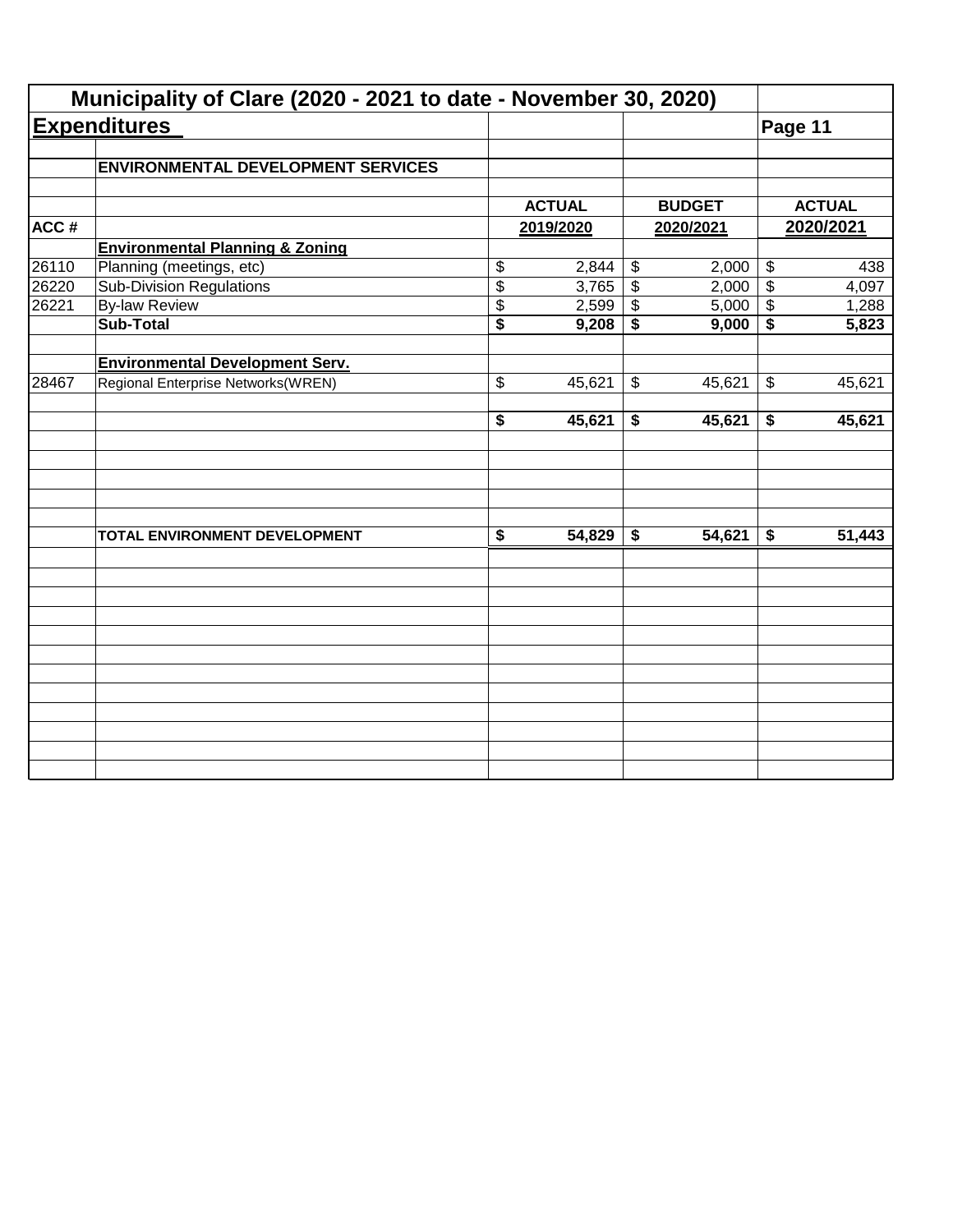# Municipality of Clare (2020 - 2021 to date - November 30, 2020)

## Expenditures

Page 11

| ACC # | ENVIRONMENTAL DEVELOPMENT SERVICES | ACTUAL 2019/2020 | BUDGET 2020/2021 | ACTUAL 2020/2021 |
|---|---|---|---|---|
| | **Environmental Planning & Zoning** | | | |
| 26110 | Planning (meetings, etc) | $ 2,844 | $ 2,000 | $ 438 |
| 26220 | Sub-Division Regulations | $ 3,765 | $ 2,000 | $ 4,097 |
| 26221 | By-law Review | $ 2,599 | $ 5,000 | $ 1,288 |
| | **Sub-Total** | **$ 9,208** | **$ 9,000** | **$ 5,823** |
| | **Environmental Development Serv.** | | | |
| 28467 | Regional Enterprise Networks(WREN) | $ 45,621 | $ 45,621 | $ 45,621 |
| | | **$ 45,621** | **$ 45,621** | **$ 45,621** |
| | **TOTAL ENVIRONMENT DEVELOPMENT** | **$ 54,829** | **$ 54,621** | **$ 51,443** |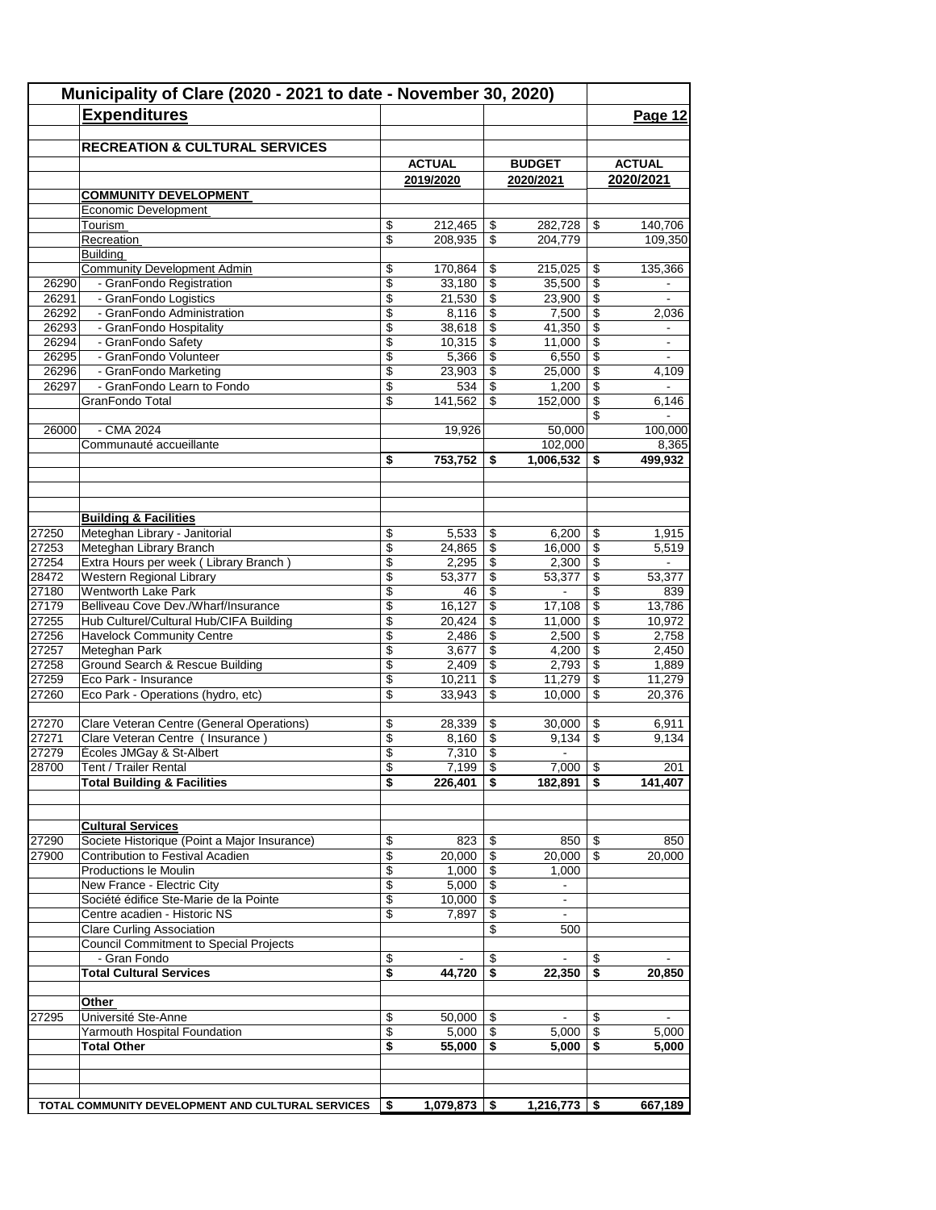# Municipality of Clare (2020 - 2021 to date - November 30, 2020)

## Expenditures

Page 12

### RECREATION & CULTURAL SERVICES

| | | ACTUAL 2019/2020 | BUDGET 2020/2021 | ACTUAL 2020/2021 |
|---|---|---|---|---|
| | **COMMUNITY DEVELOPMENT** | | | |
| | Economic Development | | | |
| | Tourism | $ 212,465 | $ 282,728 | $ 140,706 |
| | Recreation | $ 208,935 | $ 204,779 | 109,350 |
| | Building | | | |
| | Community Development Admin | $ 170,864 | $ 215,025 | $ 135,366 |
| 26290 | - GranFondo Registration | $ 33,180 | $ 35,500 | $ - |
| 26291 | - GranFondo Logistics | $ 21,530 | $ 23,900 | $ - |
| 26292 | - GranFondo Administration | $ 8,116 | $ 7,500 | $ 2,036 |
| 26293 | - GranFondo Hospitality | $ 38,618 | $ 41,350 | $ - |
| 26294 | - GranFondo Safety | $ 10,315 | $ 11,000 | $ - |
| 26295 | - GranFondo Volunteer | $ 5,366 | $ 6,550 | $ - |
| 26296 | - GranFondo Marketing | $ 23,903 | $ 25,000 | $ 4,109 |
| 26297 | - GranFondo Learn to Fondo | $ 534 | $ 1,200 | $ - |
| | GranFondo Total | $ 141,562 | $ 152,000 | $ 6,146 |
| | | | | $ - |
| 26000 | - CMA 2024 | 19,926 | 50,000 | 100,000 |
| | Communauté accueillante | | 102,000 | 8,365 |
| | | **$ 753,752** | **$ 1,006,532** | **$ 499,932** |
| | **Building & Facilities** | | | |
| 27250 | Meteghan Library - Janitorial | $ 5,533 | $ 6,200 | $ 1,915 |
| 27253 | Meteghan Library Branch | $ 24,865 | $ 16,000 | $ 5,519 |
| 27254 | Extra Hours per week ( Library Branch ) | $ 2,295 | $ 2,300 | $ - |
| 28472 | Western Regional Library | $ 53,377 | $ 53,377 | $ 53,377 |
| 27180 | Wentworth Lake Park | $ 46 | $ - | $ 839 |
| 27179 | Belliveau Cove Dev./Wharf/Insurance | $ 16,127 | $ 17,108 | $ 13,786 |
| 27255 | Hub Culturel/Cultural Hub/CIFA Building | $ 20,424 | $ 11,000 | $ 10,972 |
| 27256 | Havelock Community Centre | $ 2,486 | $ 2,500 | $ 2,758 |
| 27257 | Meteghan Park | $ 3,677 | $ 4,200 | $ 2,450 |
| 27258 | Ground Search & Rescue Building | $ 2,409 | $ 2,793 | $ 1,889 |
| 27259 | Eco Park - Insurance | $ 10,211 | $ 11,279 | $ 11,279 |
| 27260 | Eco Park - Operations (hydro, etc) | $ 33,943 | $ 10,000 | $ 20,376 |
| 27270 | Clare Veteran Centre (General Operations) | $ 28,339 | $ 30,000 | $ 6,911 |
| 27271 | Clare Veteran Centre ( Insurance ) | $ 8,160 | $ 9,134 | $ 9,134 |
| 27279 | Écoles JMGay & St-Albert | $ 7,310 | $ - | |
| 28700 | Tent / Trailer Rental | $ 7,199 | $ 7,000 | $ 201 |
| | **Total Building & Facilities** | **$ 226,401** | **$ 182,891** | **$ 141,407** |
| | **Cultural Services** | | | |
| 27290 | Societe Historique (Point a Major Insurance) | $ 823 | $ 850 | $ 850 |
| 27900 | Contribution to Festival Acadien | $ 20,000 | $ 20,000 | $ 20,000 |
| | Productions le Moulin | $ 1,000 | $ 1,000 | |
| | New France - Electric City | $ 5,000 | $ - | |
| | Société édifice Ste-Marie de la Pointe | $ 10,000 | $ - | |
| | Centre acadien - Historic NS | $ 7,897 | $ - | |
| | Clare Curling Association | | $ 500 | |
| | Council Commitment to Special Projects | | | |
| | - Gran Fondo | $ - | $ - | $ - |
| | **Total Cultural Services** | **$ 44,720** | **$ 22,350** | **$ 20,850** |
| | **Other** | | | |
| 27295 | Université Ste-Anne | $ 50,000 | $ - | $ - |
| | Yarmouth Hospital Foundation | $ 5,000 | $ 5,000 | $ 5,000 |
| | **Total Other** | **$ 55,000** | **$ 5,000** | **$ 5,000** |
| | **TOTAL COMMUNITY DEVELOPMENT AND CULTURAL SERVICES** | **$ 1,079,873** | **$ 1,216,773** | **$ 667,189** |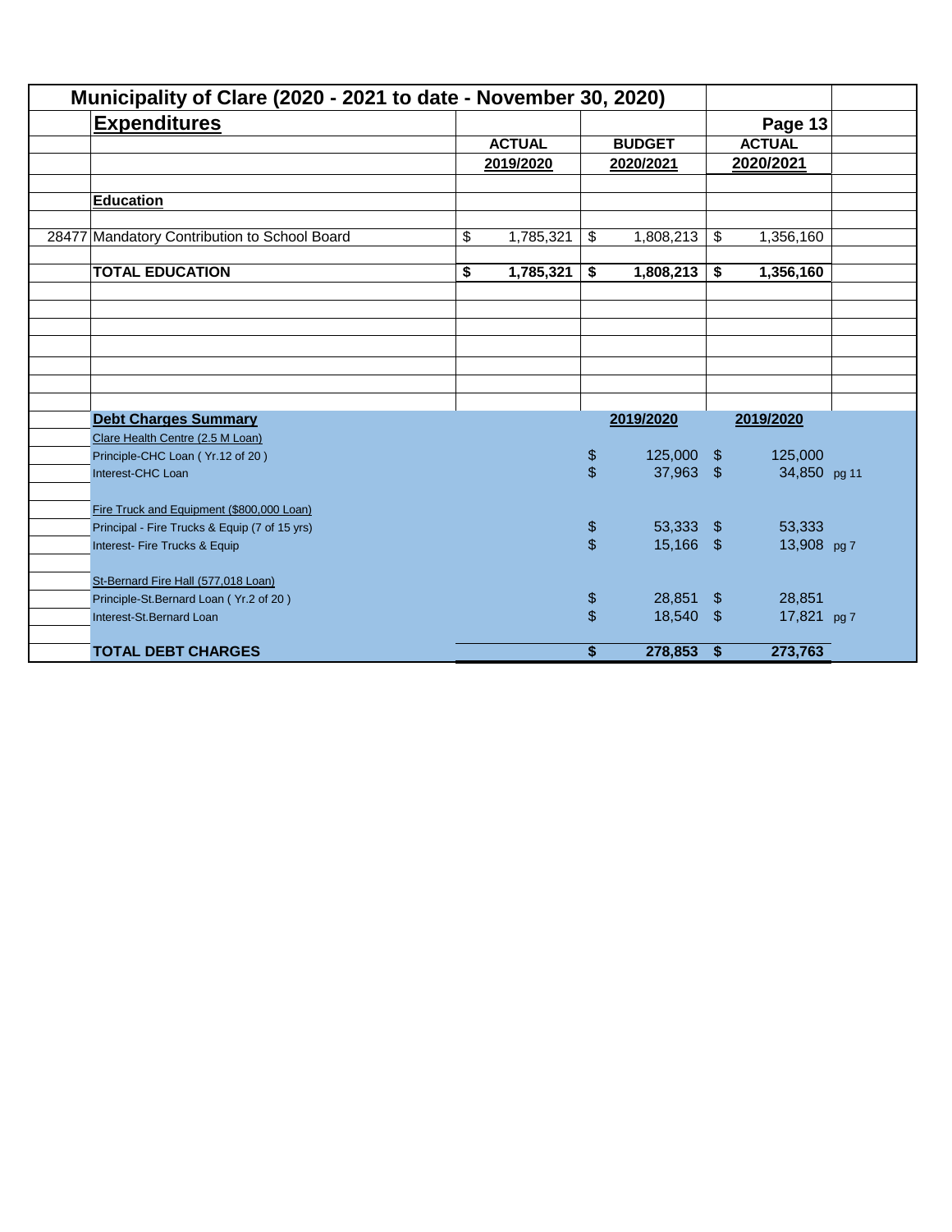# Municipality of Clare (2020 - 2021 to date - November 30, 2020)

## Expenditures

Page 13

| | | ACTUAL 2019/2020 | BUDGET 2020/2021 | ACTUAL 2020/2021 | |
|---|---|---|---|---|---|
| | **Education** | | | | |
| 28477 | Mandatory Contribution to School Board | $ 1,785,321 | $ 1,808,213 | $ 1,356,160 | |
| | **TOTAL EDUCATION** | **$ 1,785,321** | **$ 1,808,213** | **$ 1,356,160** | |

| | | 2019/2020 | 2019/2020 | |
|---|---|---|---|---|
| **Debt Charges Summary** | | | | |
| Clare Health Centre (2.5 M Loan) | | | | |
| Principle-CHC Loan ( Yr.12 of 20 ) | | $ 125,000 | $ 125,000 | |
| Interest-CHC Loan | | $ 37,963 | $ 34,850 | pg 11 |
| Fire Truck and Equipment ($800,000 Loan) | | | | |
| Principal - Fire Trucks & Equip (7 of 15 yrs) | | $ 53,333 | $ 53,333 | |
| Interest- Fire Trucks & Equip | | $ 15,166 | $ 13,908 | pg 7 |
| St-Bernard Fire Hall (577,018 Loan) | | | | |
| Principle-St.Bernard Loan ( Yr.2 of 20 ) | | $ 28,851 | $ 28,851 | |
| Interest-St.Bernard Loan | | $ 18,540 | $ 17,821 | pg 7 |
| **TOTAL DEBT CHARGES** | | **$ 278,853** | **$ 273,763** | |